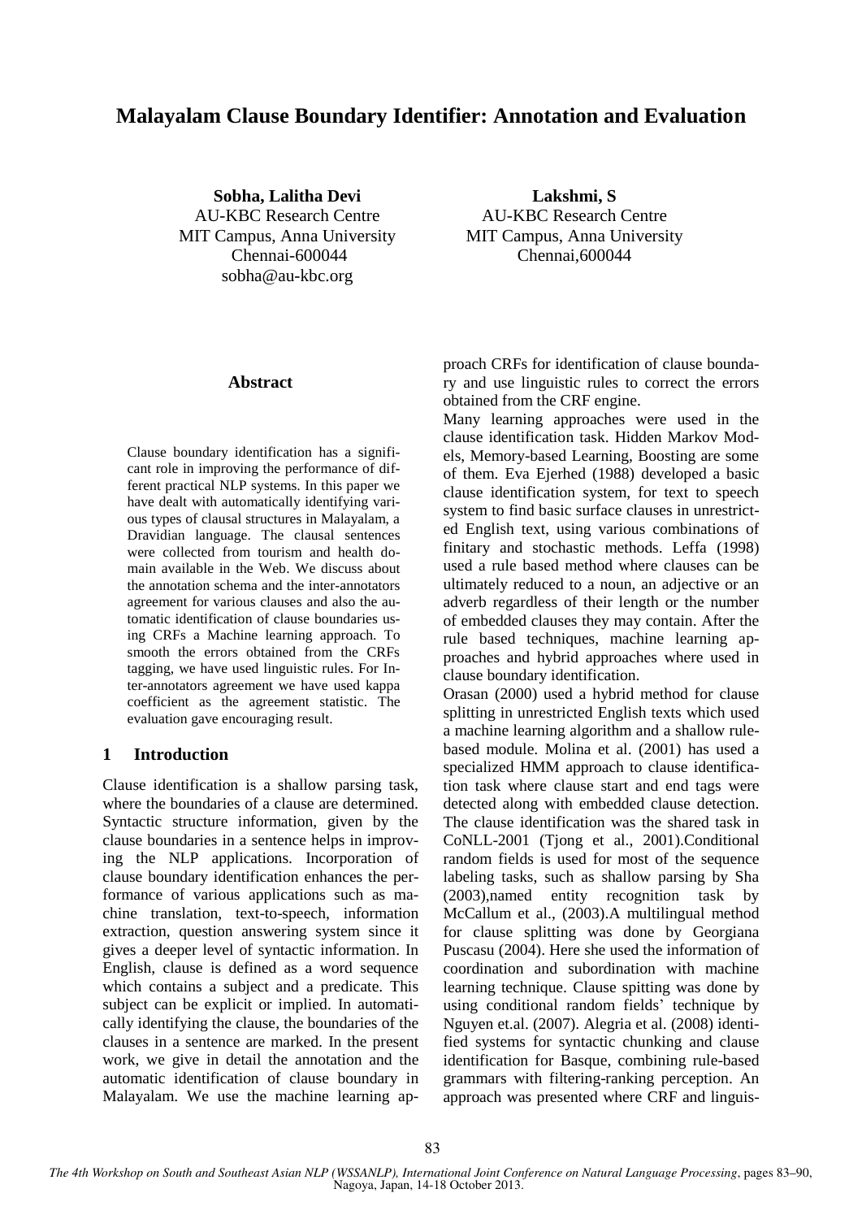# Malayalam Clause Boundary Identifier: Annotation and Evaluation

**Sobha, Lalitha Devi**
AU-KBC Research Centre
MIT Campus, Anna University
Chennai-600044
sobha@au-kbc.org

**Lakshmi, S**
AU-KBC Research Centre
MIT Campus, Anna University
Chennai,600044

### Abstract

Clause boundary identification has a significant role in improving the performance of different practical NLP systems. In this paper we have dealt with automatically identifying various types of clausal structures in Malayalam, a Dravidian language. The clausal sentences were collected from tourism and health domain available in the Web. We discuss about the annotation schema and the inter-annotators agreement for various clauses and also the automatic identification of clause boundaries using CRFs a Machine learning approach. To smooth the errors obtained from the CRFs tagging, we have used linguistic rules. For Inter-annotators agreement we have used kappa coefficient as the agreement statistic. The evaluation gave encouraging result.

## 1 Introduction

Clause identification is a shallow parsing task, where the boundaries of a clause are determined. Syntactic structure information, given by the clause boundaries in a sentence helps in improving the NLP applications. Incorporation of clause boundary identification enhances the performance of various applications such as machine translation, text-to-speech, information extraction, question answering system since it gives a deeper level of syntactic information. In English, clause is defined as a word sequence which contains a subject and a predicate. This subject can be explicit or implied. In automatically identifying the clause, the boundaries of the clauses in a sentence are marked. In the present work, we give in detail the annotation and the automatic identification of clause boundary in Malayalam. We use the machine learning approach CRFs for identification of clause boundary and use linguistic rules to correct the errors obtained from the CRF engine.

Many learning approaches were used in the clause identification task. Hidden Markov Models, Memory-based Learning, Boosting are some of them. Eva Ejerhed (1988) developed a basic clause identification system, for text to speech system to find basic surface clauses in unrestricted English text, using various combinations of finitary and stochastic methods. Leffa (1998) used a rule based method where clauses can be ultimately reduced to a noun, an adjective or an adverb regardless of their length or the number of embedded clauses they may contain. After the rule based techniques, machine learning approaches and hybrid approaches where used in clause boundary identification.

Orasan (2000) used a hybrid method for clause splitting in unrestricted English texts which used a machine learning algorithm and a shallow rule-based module. Molina et al. (2001) has used a specialized HMM approach to clause identification task where clause start and end tags were detected along with embedded clause detection. The clause identification was the shared task in CoNLL-2001 (Tjong et al., 2001).Conditional random fields is used for most of the sequence labeling tasks, such as shallow parsing by Sha (2003),named entity recognition task by McCallum et al., (2003).A multilingual method for clause splitting was done by Georgiana Puscasu (2004). Here she used the information of coordination and subordination with machine learning technique. Clause spitting was done by using conditional random fields' technique by Nguyen et.al. (2007). Alegria et al. (2008) identified systems for syntactic chunking and clause identification for Basque, combining rule-based grammars with filtering-ranking perception. An approach was presented where CRF and linguis-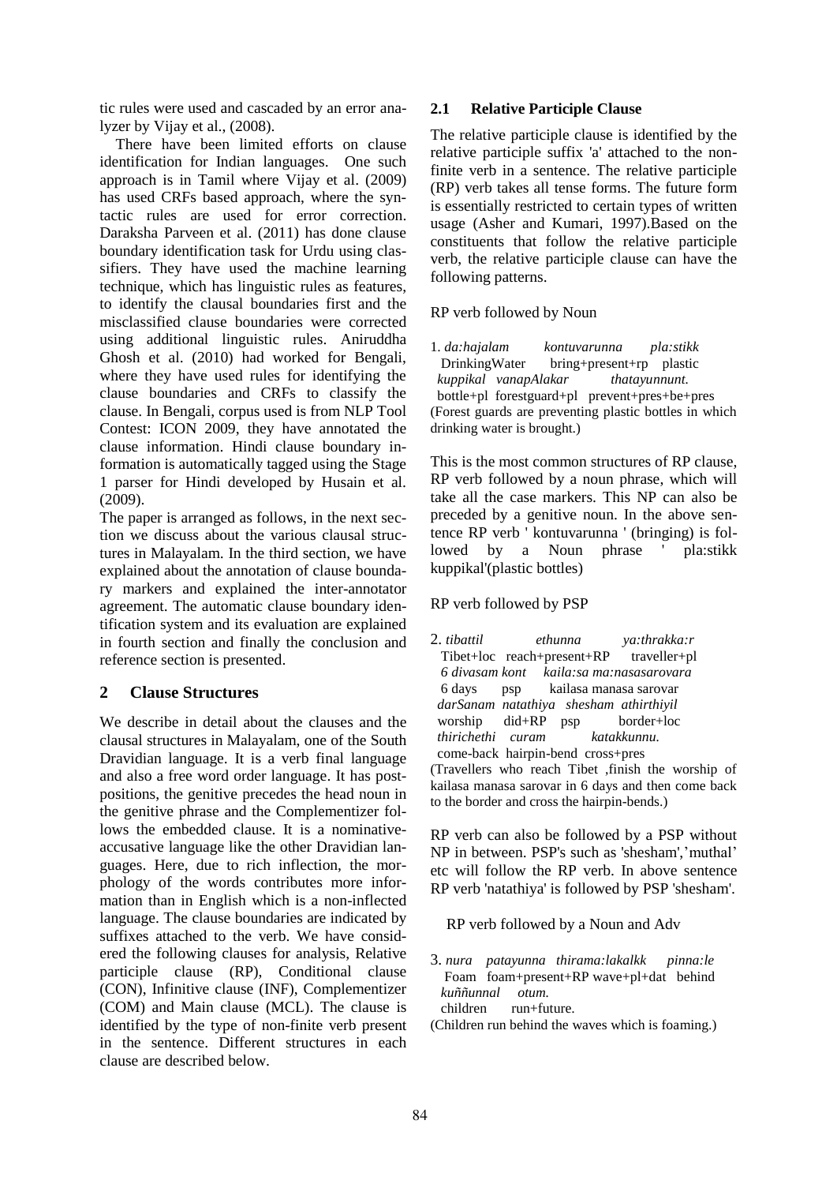tic rules were used and cascaded by an error analyzer by Vijay et al., (2008).

There have been limited efforts on clause identification for Indian languages. One such approach is in Tamil where Vijay et al. (2009) has used CRFs based approach, where the syntactic rules are used for error correction. Daraksha Parveen et al. (2011) has done clause boundary identification task for Urdu using classifiers. They have used the machine learning technique, which has linguistic rules as features, to identify the clausal boundaries first and the misclassified clause boundaries were corrected using additional linguistic rules. Aniruddha Ghosh et al. (2010) had worked for Bengali, where they have used rules for identifying the clause boundaries and CRFs to classify the clause. In Bengali, corpus used is from NLP Tool Contest: ICON 2009, they have annotated the clause information. Hindi clause boundary information is automatically tagged using the Stage 1 parser for Hindi developed by Husain et al. (2009).

The paper is arranged as follows, in the next section we discuss about the various clausal structures in Malayalam. In the third section, we have explained about the annotation of clause boundary markers and explained the inter-annotator agreement. The automatic clause boundary identification system and its evaluation are explained in fourth section and finally the conclusion and reference section is presented.

## 2 Clause Structures

We describe in detail about the clauses and the clausal structures in Malayalam, one of the South Dravidian language. It is a verb final language and also a free word order language. It has postpositions, the genitive precedes the head noun in the genitive phrase and the Complementizer follows the embedded clause. It is a nominative-accusative language like the other Dravidian languages. Here, due to rich inflection, the morphology of the words contributes more information than in English which is a non-inflected language. The clause boundaries are indicated by suffixes attached to the verb. We have considered the following clauses for analysis, Relative participle clause (RP), Conditional clause (CON), Infinitive clause (INF), Complementizer (COM) and Main clause (MCL). The clause is identified by the type of non-finite verb present in the sentence. Different structures in each clause are described below.

### 2.1 Relative Participle Clause

The relative participle clause is identified by the relative participle suffix 'a' attached to the non-finite verb in a sentence. The relative participle (RP) verb takes all tense forms. The future form is essentially restricted to certain types of written usage (Asher and Kumari, 1997).Based on the constituents that follow the relative participle verb, the relative participle clause can have the following patterns.

RP verb followed by Noun

1. *da:hajalam kontuvarunna pla:stikk*
DrinkingWater bring+present+rp plastic
*kuppikal vanapAlakar thatayunnunt.*
bottle+pl forestguard+pl prevent+pres+be+pres
(Forest guards are preventing plastic bottles in which drinking water is brought.)

This is the most common structures of RP clause, RP verb followed by a noun phrase, which will take all the case markers. This NP can also be preceded by a genitive noun. In the above sentence RP verb ' kontuvarunna ' (bringing) is followed by a Noun phrase ' pla:stikk kuppikal'(plastic bottles)

RP verb followed by PSP

2. *tibattil ethunna ya:thrakka:r*
Tibet+loc reach+present+RP traveller+pl
*6 divasam kont kaila:sa ma:nasasarovara*
6 days psp kailasa manasa sarovar
*darSanam natathiya shesham athirthiyil*
worship did+RP psp border+loc
*thirichethi curam katakkunnu.*
come-back hairpin-bend cross+pres
(Travellers who reach Tibet ,finish the worship of kailasa manasa sarovar in 6 days and then come back to the border and cross the hairpin-bends.)

RP verb can also be followed by a PSP without NP in between. PSP's such as 'shesham','muthal' etc will follow the RP verb. In above sentence RP verb 'natathiya' is followed by PSP 'shesham'.

RP verb followed by a Noun and Adv

3. *nura patayunna thirama:lakalkk pinna:le*
Foam foam+present+RP wave+pl+dat behind
*kuññunnal otum.*
children run+future.
(Children run behind the waves which is foaming.)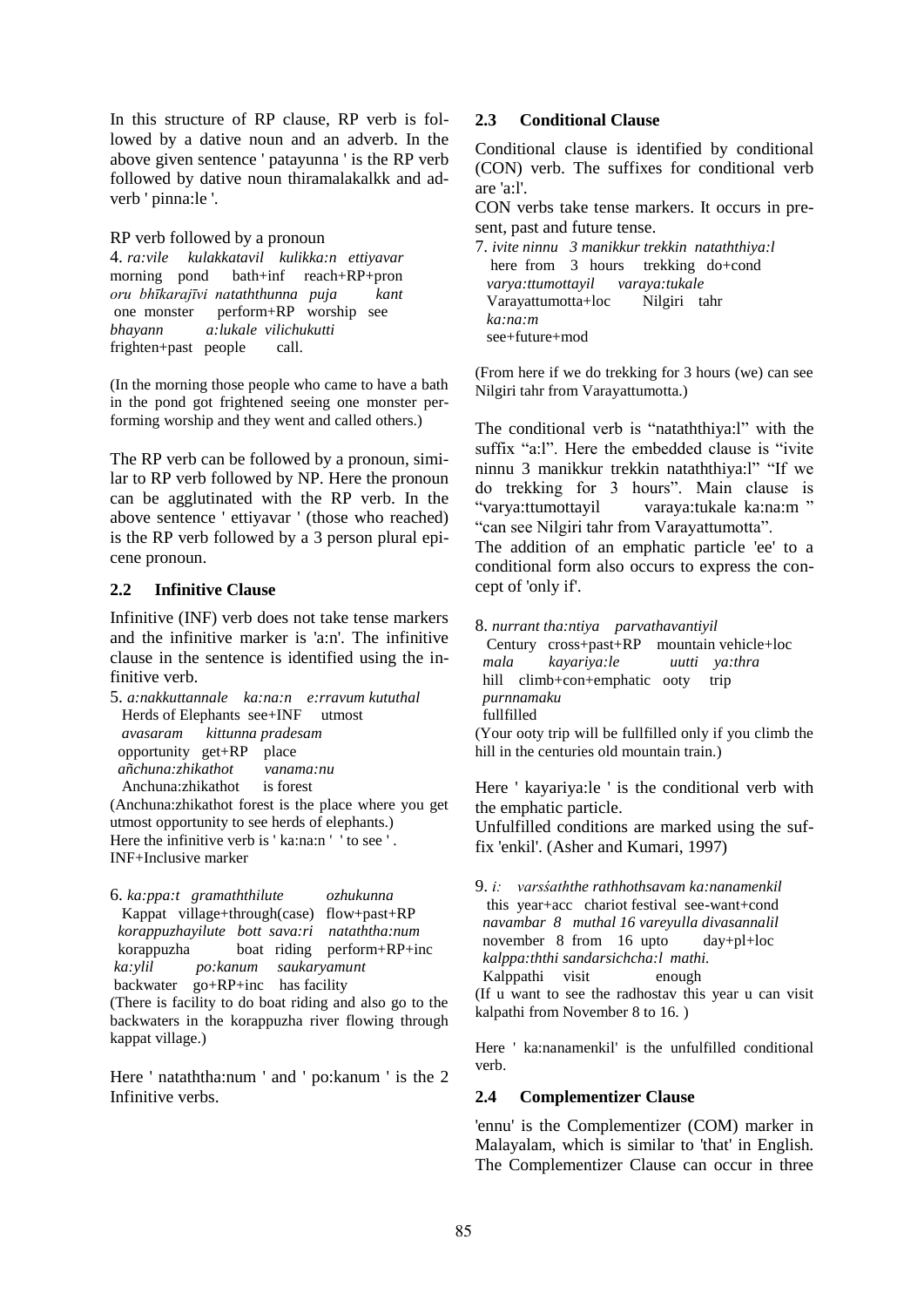In this structure of RP clause, RP verb is followed by a dative noun and an adverb. In the above given sentence ' patayunna ' is the RP verb followed by dative noun thiramalakalkk and adverb ' pinna:le '.

RP verb followed by a pronoun

4. *ra:vile kulakkatavil kulikka:n ettiyavar*
morning pond bath+inf reach+RP+pron
*oru bhīkarajīvi nataththunna puja kant*
one monster perform+RP worship see
*bhayann a:lukale vilichukutti*
frighten+past people call.

(In the morning those people who came to have a bath in the pond got frightened seeing one monster performing worship and they went and called others.)

The RP verb can be followed by a pronoun, similar to RP verb followed by NP. Here the pronoun can be agglutinated with the RP verb. In the above sentence ' ettiyavar ' (those who reached) is the RP verb followed by a 3 person plural epicene pronoun.

## 2.2 Infinitive Clause

Infinitive (INF) verb does not take tense markers and the infinitive marker is 'a:n'. The infinitive clause in the sentence is identified using the infinitive verb.

5. *a:nakkuttannale ka:na:n e:rravum kututhal*
Herds of Elephants see+INF utmost
*avasaram kittunna pradesam*
opportunity get+RP place
*añchuna:zhikathot vanama:nu*
Anchuna:zhikathot is forest
(Anchuna:zhikathot forest is the place where you get utmost opportunity to see herds of elephants.)
Here the infinitive verb is ' ka:na:n ' ' to see ' .
INF+Inclusive marker

6. *ka:ppa:t gramaththilute ozhukunna*
Kappat village+through(case) flow+past+RP
*korappuzhayilute bott sava:ri nataththa:num*
korappuzha boat riding perform+RP+inc
*ka:ylil po:kanum saukaryamunt*
backwater go+RP+inc has facility
(There is facility to do boat riding and also go to the backwaters in the korappuzha river flowing through kappat village.)

Here ' nataththa:num ' and ' po:kanum ' is the 2 Infinitive verbs.

## 2.3 Conditional Clause

Conditional clause is identified by conditional (CON) verb. The suffixes for conditional verb are 'a:l'.
CON verbs take tense markers. It occurs in present, past and future tense.

7. *ivite ninnu 3 manikkur trekkin nataththiya:l*
here from 3 hours trekking do+cond
*varya:ttumottayil varaya:tukale*
Varayattumotta+loc Nilgiri tahr
*ka:na:m*
see+future+mod

(From here if we do trekking for 3 hours (we) can see Nilgiri tahr from Varayattumotta.)

The conditional verb is "nataththiya:l" with the suffix "a:l". Here the embedded clause is "ivite ninnu 3 manikkur trekkin nataththiya:l" "If we do trekking for 3 hours". Main clause is "varya:ttumottayil varaya:tukale ka:na:m " "can see Nilgiri tahr from Varayattumotta".
The addition of an emphatic particle 'ee' to a conditional form also occurs to express the concept of 'only if'.

8. *nurrant tha:ntiya parvathavantiyil*
Century cross+past+RP mountain vehicle+loc
*mala kayariya:le uutti ya:thra*
hill climb+con+emphatic ooty trip
*purnnamaku*
fullfilled
(Your ooty trip will be fullfilled only if you climb the hill in the centuries old mountain train.)

Here ' kayariya:le ' is the conditional verb with the emphatic particle.
Unfulfilled conditions are marked using the suffix 'enkil'. (Asher and Kumari, 1997)

9. *i: varśaththe rathhothsavam ka:nanamenkil*
this year+acc chariot festival see-want+cond
*navambar 8 muthal 16 vareyulla divasannalil*
november 8 from 16 upto day+pl+loc
*kalppa:ththi sandarsichcha:l mathi.*
Kalppathi visit enough
(If u want to see the radhostav this year u can visit kalpathi from November 8 to 16. )

Here ' ka:nanamenkil' is the unfulfilled conditional verb.

## 2.4 Complementizer Clause

'ennu' is the Complementizer (COM) marker in Malayalam, which is similar to 'that' in English. The Complementizer Clause can occur in three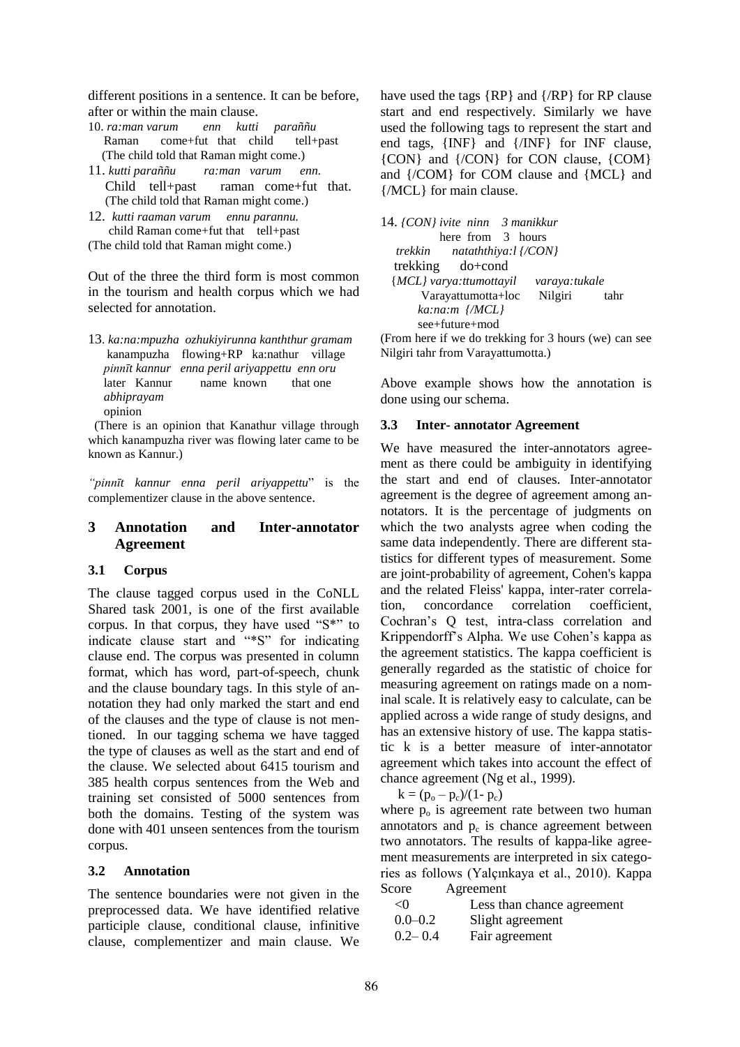different positions in a sentence. It can be before, after or within the main clause.

10. *ra:man varum enn kutti paraññu*
    Raman come+fut that child tell+past
    (The child told that Raman might come.)

11. *kutti paraññu ra:man varum enn.*
    Child tell+past raman come+fut that.
    (The child told that Raman might come.)

12. *kutti raaman varum ennu parannu.*
    child Raman come+fut that tell+past
    (The child told that Raman might come.)

Out of the three the third form is most common in the tourism and health corpus which we had selected for annotation.

13. *ka:na:mpuzha ozhukiyirunna kanththur gramam*
    kanampuzha flowing+RP ka:nathur village
    *pinnīt kannur enna peril ariyappettu enn oru*
    later Kannur name known that one
    *abhiprayam*
    opinion
    (There is an opinion that Kanathur village through which kanampuzha river was flowing later came to be known as Kannur.)

*"pinnīt kannur enna peril ariyappettu*" is the complementizer clause in the above sentence.

## 3 Annotation and Inter-annotator Agreement

### 3.1 Corpus

The clause tagged corpus used in the CoNLL Shared task 2001, is one of the first available corpus. In that corpus, they have used "S*" to indicate clause start and "*S" for indicating clause end. The corpus was presented in column format, which has word, part-of-speech, chunk and the clause boundary tags. In this style of annotation they had only marked the start and end of the clauses and the type of clause is not mentioned. In our tagging schema we have tagged the type of clauses as well as the start and end of the clause. We selected about 6415 tourism and 385 health corpus sentences from the Web and training set consisted of 5000 sentences from both the domains. Testing of the system was done with 401 unseen sentences from the tourism corpus.

### 3.2 Annotation

The sentence boundaries were not given in the preprocessed data. We have identified relative participle clause, conditional clause, infinitive clause, complementizer and main clause. We have used the tags {RP} and {/RP} for RP clause start and end respectively. Similarly we have used the following tags to represent the start and end tags, {INF} and {/INF} for INF clause, {CON} and {/CON} for CON clause, {COM} and {/COM} for COM clause and {MCL} and {/MCL} for main clause.

14. *{CON} ivite ninn 3 manikkur*
    here from 3 hours
    *trekkin nataththiya:l {/CON}*
    trekking do+cond
    *{MCL} varya:ttumottayil varaya:tukale*
    Varayattumotta+loc Nilgiri tahr
    *ka:na:m {/MCL}*
    see+future+mod
    (From here if we do trekking for 3 hours (we) can see Nilgiri tahr from Varayattumotta.)

Above example shows how the annotation is done using our schema.

### 3.3 Inter- annotator Agreement

We have measured the inter-annotators agreement as there could be ambiguity in identifying the start and end of clauses. Inter-annotator agreement is the degree of agreement among annotators. It is the percentage of judgments on which the two analysts agree when coding the same data independently. There are different statistics for different types of measurement. Some are joint-probability of agreement, Cohen's kappa and the related Fleiss' kappa, inter-rater correlation, concordance correlation coefficient, Cochran's Q test, intra-class correlation and Krippendorff's Alpha. We use Cohen's kappa as the agreement statistics. The kappa coefficient is generally regarded as the statistic of choice for measuring agreement on ratings made on a nominal scale. It is relatively easy to calculate, can be applied across a wide range of study designs, and has an extensive history of use. The kappa statistic k is a better measure of inter-annotator agreement which takes into account the effect of chance agreement (Ng et al., 1999).

$$k = (p_o - p_c)/(1 - p_c)$$

where $p_o$ is agreement rate between two human annotators and $p_c$ is chance agreement between two annotators. The results of kappa-like agreement measurements are interpreted in six categories as follows (Yalçınkaya et al., 2010). Kappa

| Score | Agreement |
|---|---|
| <0 | Less than chance agreement |
| 0.0–0.2 | Slight agreement |
| 0.2– 0.4 | Fair agreement |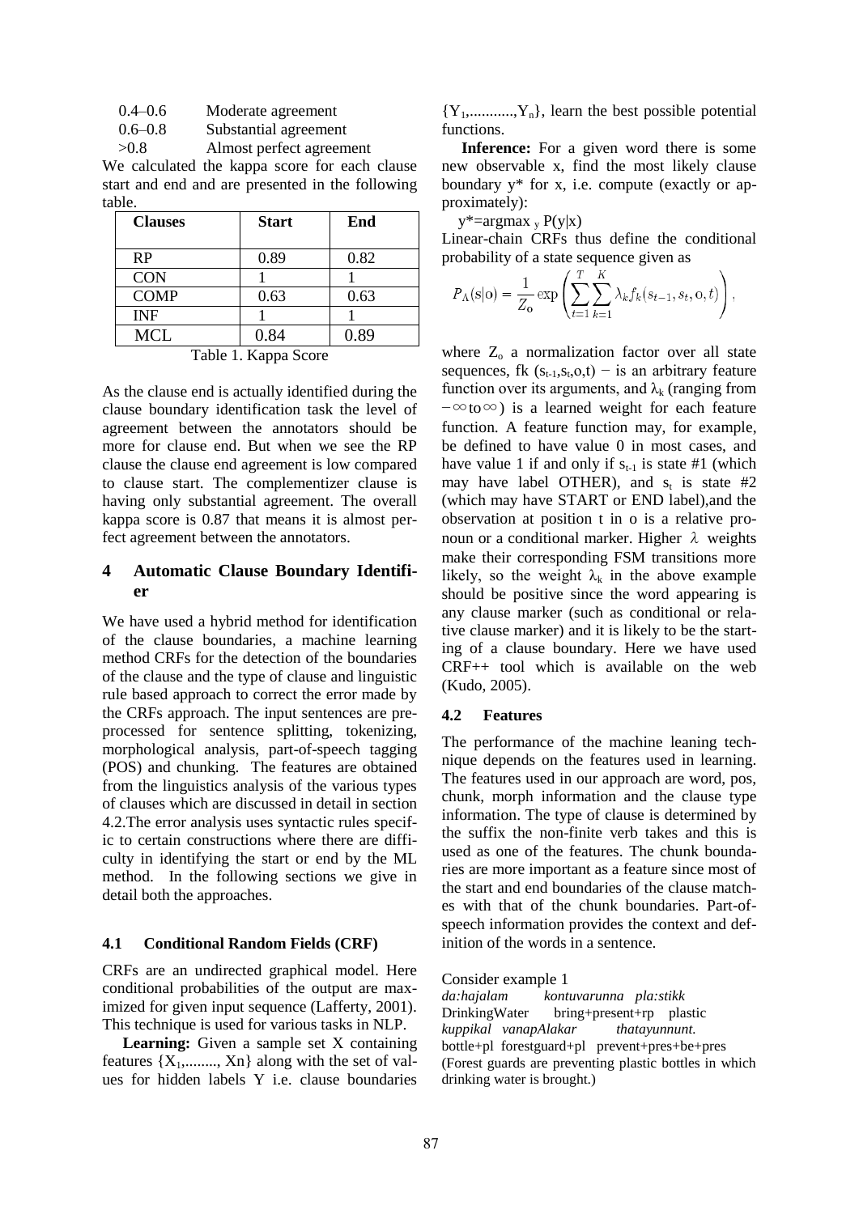| | |
|---|---|
| 0.4–0.6 | Moderate agreement |
| 0.6–0.8 | Substantial agreement |
| >0.8 | Almost perfect agreement |

We calculated the kappa score for each clause start and end and are presented in the following table.

| Clauses | Start | End |
|---|---|---|
| RP | 0.89 | 0.82 |
| CON | 1 | 1 |
| COMP | 0.63 | 0.63 |
| INF | 1 | 1 |
| MCL | 0.84 | 0.89 |

Table 1. Kappa Score

As the clause end is actually identified during the clause boundary identification task the level of agreement between the annotators should be more for clause end. But when we see the RP clause the clause end agreement is low compared to clause start. The complementizer clause is having only substantial agreement. The overall kappa score is 0.87 that means it is almost perfect agreement between the annotators.

## 4 Automatic Clause Boundary Identifier

We have used a hybrid method for identification of the clause boundaries, a machine learning method CRFs for the detection of the boundaries of the clause and the type of clause and linguistic rule based approach to correct the error made by the CRFs approach. The input sentences are preprocessed for sentence splitting, tokenizing, morphological analysis, part-of-speech tagging (POS) and chunking. The features are obtained from the linguistics analysis of the various types of clauses which are discussed in detail in section 4.2.The error analysis uses syntactic rules specific to certain constructions where there are difficulty in identifying the start or end by the ML method. In the following sections we give in detail both the approaches.

### 4.1 Conditional Random Fields (CRF)

CRFs are an undirected graphical model. Here conditional probabilities of the output are maximized for given input sequence (Lafferty, 2001). This technique is used for various tasks in NLP.

**Learning:** Given a sample set X containing features $\{X_1,........, X_n\}$ along with the set of values for hidden labels Y i.e. clause boundaries $\{Y_1,..........,Y_n\}$, learn the best possible potential functions.

**Inference:** For a given word there is some new observable x, find the most likely clause boundary y* for x, i.e. compute (exactly or approximately):

$y^*=\text{argmax}_y P(y|x)$

Linear-chain CRFs thus define the conditional probability of a state sequence given as

$$P_\Lambda(\mathbf{s}|\mathbf{o}) = \frac{1}{Z_\mathbf{o}} \exp\left(\sum_{t=1}^{T}\sum_{k=1}^{K} \lambda_k f_k(s_{t-1}, s_t, \mathbf{o}, t)\right),$$

where $Z_o$ a normalization factor over all state sequences, fk $(s_{t-1},s_t,o,t)$ − is an arbitrary feature function over its arguments, and $\lambda_k$ (ranging from $-\infty$ to $\infty$) is a learned weight for each feature function. A feature function may, for example, be defined to have value 0 in most cases, and have value 1 if and only if $s_{t-1}$ is state #1 (which may have label OTHER), and $s_t$ is state #2 (which may have START or END label),and the observation at position t in o is a relative pronoun or a conditional marker. Higher $\lambda$ weights make their corresponding FSM transitions more likely, so the weight $\lambda_k$ in the above example should be positive since the word appearing is any clause marker (such as conditional or relative clause marker) and it is likely to be the starting of a clause boundary. Here we have used CRF++ tool which is available on the web (Kudo, 2005).

### 4.2 Features

The performance of the machine leaning technique depends on the features used in learning. The features used in our approach are word, pos, chunk, morph information and the clause type information. The type of clause is determined by the suffix the non-finite verb takes and this is used as one of the features. The chunk boundaries are more important as a feature since most of the start and end boundaries of the clause matches with that of the chunk boundaries. Part-of-speech information provides the context and definition of the words in a sentence.

Consider example 1

*da:hajalam kontuvarunna pla:stikk*
DrinkingWater bring+present+rp plastic
*kuppikal vanapAlakar thatayunnunt.*
bottle+pl forestguard+pl prevent+pres+be+pres
(Forest guards are preventing plastic bottles in which drinking water is brought.)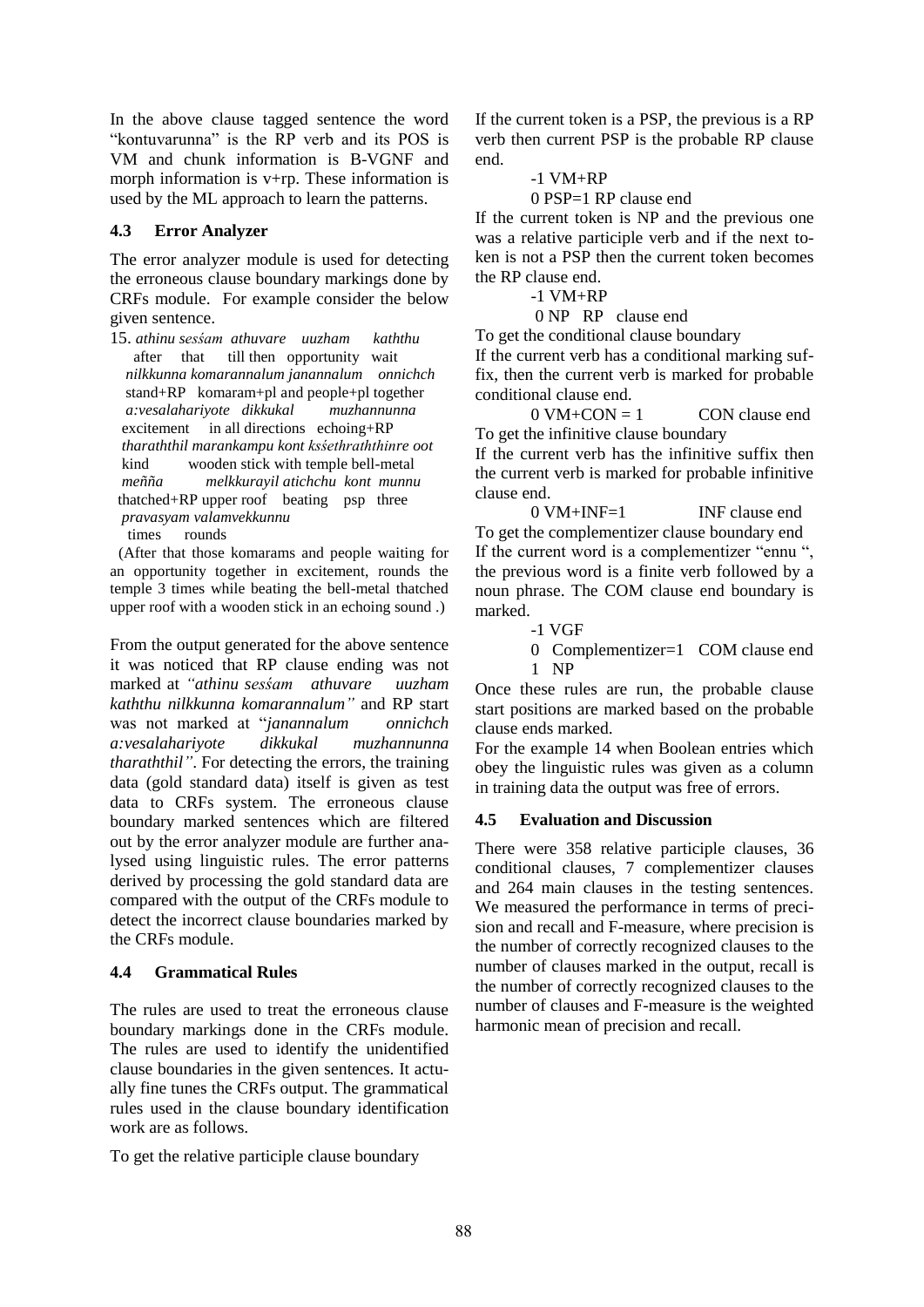In the above clause tagged sentence the word "kontuvarunna" is the RP verb and its POS is VM and chunk information is B-VGNF and morph information is v+rp. These information is used by the ML approach to learn the patterns.

### 4.3 Error Analyzer

The error analyzer module is used for detecting the erroneous clause boundary markings done by CRFs module. For example consider the below given sentence.

15. *athinu sesśam athuvare uuzham kaththu*
    after that till then opportunity wait
    *nilkkunna komarannalum janannalum onnichch*
    stand+RP komaram+pl and people+pl together
    *a:vesalahariyote dikkukal muzhannunna*
    excitement in all directions echoing+RP
    *tharaththil marankampu kont ksśethraththinre oot*
    kind wooden stick with temple bell-metal
    *meñña melkkurayil atichchu kont munnu*
    thatched+RP upper roof beating psp three
    *pravasyam valamvekkunnu*
    times rounds

(After that those komarams and people waiting for an opportunity together in excitement, rounds the temple 3 times while beating the bell-metal thatched upper roof with a wooden stick in an echoing sound .)

From the output generated for the above sentence it was noticed that RP clause ending was not marked at *"athinu sesśam athuvare uuzham kaththu nilkkunna komarannalum"* and RP start was not marked at "*janannalum onnichch a:vesalahariyote dikkukal muzhannunna tharaththil"*. For detecting the errors, the training data (gold standard data) itself is given as test data to CRFs system. The erroneous clause boundary marked sentences which are filtered out by the error analyzer module are further analysed using linguistic rules. The error patterns derived by processing the gold standard data are compared with the output of the CRFs module to detect the incorrect clause boundaries marked by the CRFs module.

### 4.4 Grammatical Rules

The rules are used to treat the erroneous clause boundary markings done in the CRFs module. The rules are used to identify the unidentified clause boundaries in the given sentences. It actually fine tunes the CRFs output. The grammatical rules used in the clause boundary identification work are as follows.

To get the relative participle clause boundary

If the current token is a PSP, the previous is a RP verb then current PSP is the probable RP clause end.

-1 VM+RP
0 PSP=1 RP clause end

If the current token is NP and the previous one was a relative participle verb and if the next token is not a PSP then the current token becomes the RP clause end.

-1 VM+RP
0 NP RP clause end

To get the conditional clause boundary

If the current verb has a conditional marking suffix, then the current verb is marked for probable conditional clause end.

0 VM+CON = 1 CON clause end

To get the infinitive clause boundary

If the current verb has the infinitive suffix then the current verb is marked for probable infinitive clause end.

0 VM+INF=1 INF clause end

To get the complementizer clause boundary end

If the current word is a complementizer "ennu ", the previous word is a finite verb followed by a noun phrase. The COM clause end boundary is marked.

-1 VGF
0 Complementizer=1 COM clause end
1 NP

Once these rules are run, the probable clause start positions are marked based on the probable clause ends marked.

For the example 14 when Boolean entries which obey the linguistic rules was given as a column in training data the output was free of errors.

### 4.5 Evaluation and Discussion

There were 358 relative participle clauses, 36 conditional clauses, 7 complementizer clauses and 264 main clauses in the testing sentences. We measured the performance in terms of precision and recall and F-measure, where precision is the number of correctly recognized clauses to the number of clauses marked in the output, recall is the number of correctly recognized clauses to the number of clauses and F-measure is the weighted harmonic mean of precision and recall.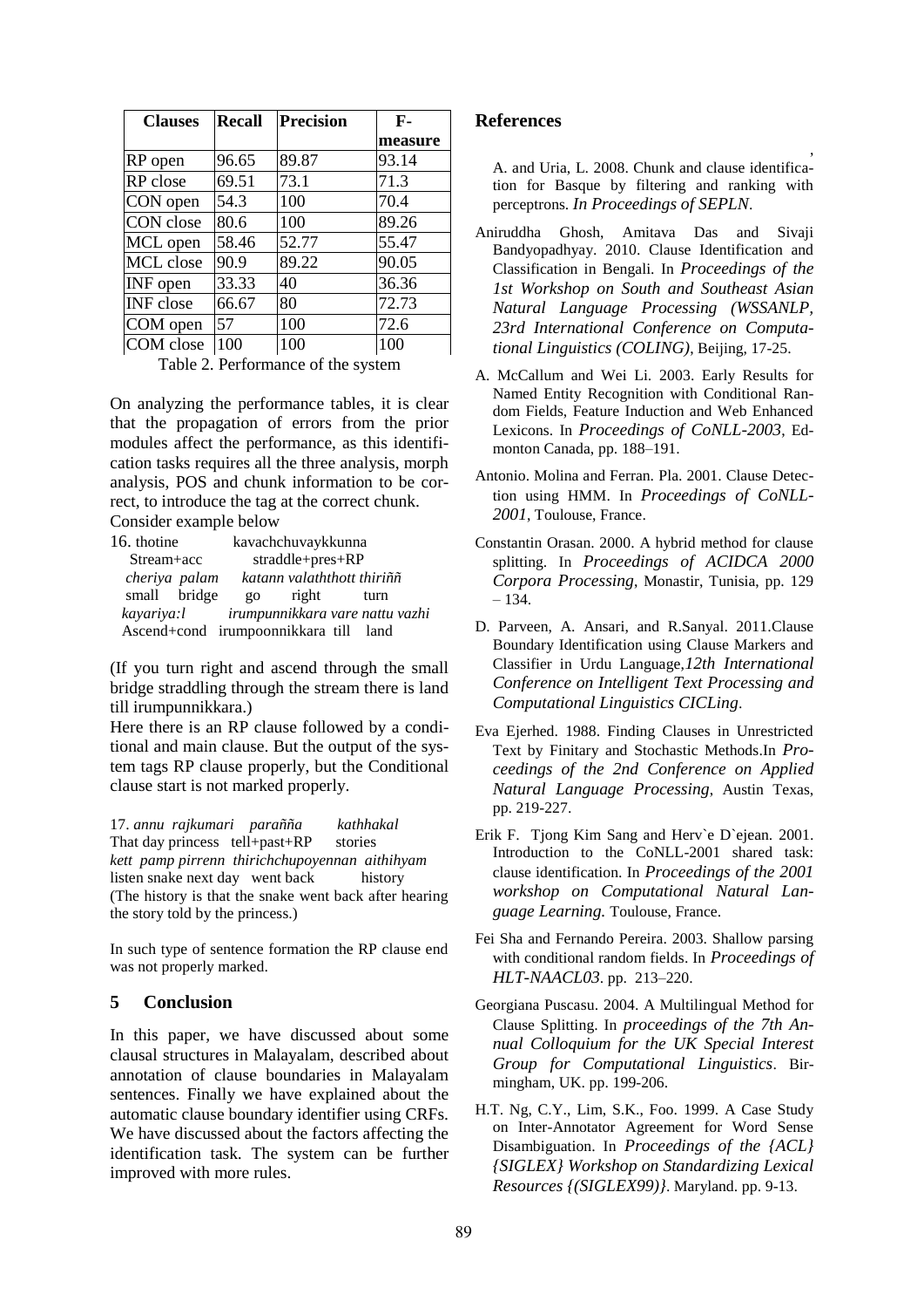| Clauses | Recall | Precision | F-measure |
|---|---|---|---|
| RP open | 96.65 | 89.87 | 93.14 |
| RP close | 69.51 | 73.1 | 71.3 |
| CON open | 54.3 | 100 | 70.4 |
| CON close | 80.6 | 100 | 89.26 |
| MCL open | 58.46 | 52.77 | 55.47 |
| MCL close | 90.9 | 89.22 | 90.05 |
| INF open | 33.33 | 40 | 36.36 |
| INF close | 66.67 | 80 | 72.73 |
| COM open | 57 | 100 | 72.6 |
| COM close | 100 | 100 | 100 |

Table 2. Performance of the system

On analyzing the performance tables, it is clear that the propagation of errors from the prior modules affect the performance, as this identification tasks requires all the three analysis, morph analysis, POS and chunk information to be correct, to introduce the tag at the correct chunk. Consider example below

16. thotine kavachchuvaykkunna
Stream+acc straddle+pres+RP
*cheriya palam katann valaththott thiriññ*
small bridge go right turn
*kayariya:l irumpunnikkara vare nattu vazhi*
Ascend+cond irumpoonnikkara till land

(If you turn right and ascend through the small bridge straddling through the stream there is land till irumpunnikkara.)

Here there is an RP clause followed by a conditional and main clause. But the output of the system tags RP clause properly, but the Conditional clause start is not marked properly.

17. *annu rajkumari parañña kathhakal*
That day princess tell+past+RP stories
*kett pamp pirrenn thirichchupoyennan aithihyam*
listen snake next day went back history
(The history is that the snake went back after hearing the story told by the princess.)

In such type of sentence formation the RP clause end was not properly marked.

## 5 Conclusion

In this paper, we have discussed about some clausal structures in Malayalam, described about annotation of clause boundaries in Malayalam sentences. Finally we have explained about the automatic clause boundary identifier using CRFs. We have discussed about the factors affecting the identification task. The system can be further improved with more rules.

## References

, A. and Uria, L. 2008. Chunk and clause identification for Basque by filtering and ranking with perceptrons. *In Proceedings of SEPLN*.

Aniruddha Ghosh, Amitava Das and Sivaji Bandyopadhyay. 2010. Clause Identification and Classification in Bengali. In *Proceedings of the 1st Workshop on South and Southeast Asian Natural Language Processing (WSSANLP, 23rd International Conference on Computational Linguistics (COLING)*, Beijing, 17-25.

A. McCallum and Wei Li. 2003. Early Results for Named Entity Recognition with Conditional Random Fields, Feature Induction and Web Enhanced Lexicons. In *Proceedings of CoNLL-2003*, Edmonton Canada, pp. 188–191.

Antonio. Molina and Ferran. Pla. 2001. Clause Detection using HMM. In *Proceedings of CoNLL-2001*, Toulouse, France.

Constantin Orasan. 2000. A hybrid method for clause splitting. In *Proceedings of ACIDCA 2000 Corpora Processing*, Monastir, Tunisia, pp. 129 – 134.

D. Parveen, A. Ansari, and R.Sanyal. 2011.Clause Boundary Identification using Clause Markers and Classifier in Urdu Language,*12th International Conference on Intelligent Text Processing and Computational Linguistics CICLing*.

Eva Ejerhed. 1988. Finding Clauses in Unrestricted Text by Finitary and Stochastic Methods.In *Proceedings of the 2nd Conference on Applied Natural Language Processing*, Austin Texas, pp. 219-227.

Erik F. Tjong Kim Sang and Herv`e D`ejean. 2001. Introduction to the CoNLL-2001 shared task: clause identification. In *Proceedings of the 2001 workshop on Computational Natural Language Learning.* Toulouse, France.

Fei Sha and Fernando Pereira. 2003. Shallow parsing with conditional random fields. In *Proceedings of HLT-NAACL03*. pp. 213–220.

Georgiana Puscasu. 2004. A Multilingual Method for Clause Splitting. In *proceedings of the 7th Annual Colloquium for the UK Special Interest Group for Computational Linguistics*. Birmingham, UK. pp. 199-206.

H.T. Ng, C.Y., Lim, S.K., Foo. 1999. A Case Study on Inter-Annotator Agreement for Word Sense Disambiguation. In *Proceedings of the {ACL} {SIGLEX} Workshop on Standardizing Lexical Resources {(SIGLEX99)}*. Maryland. pp. 9-13.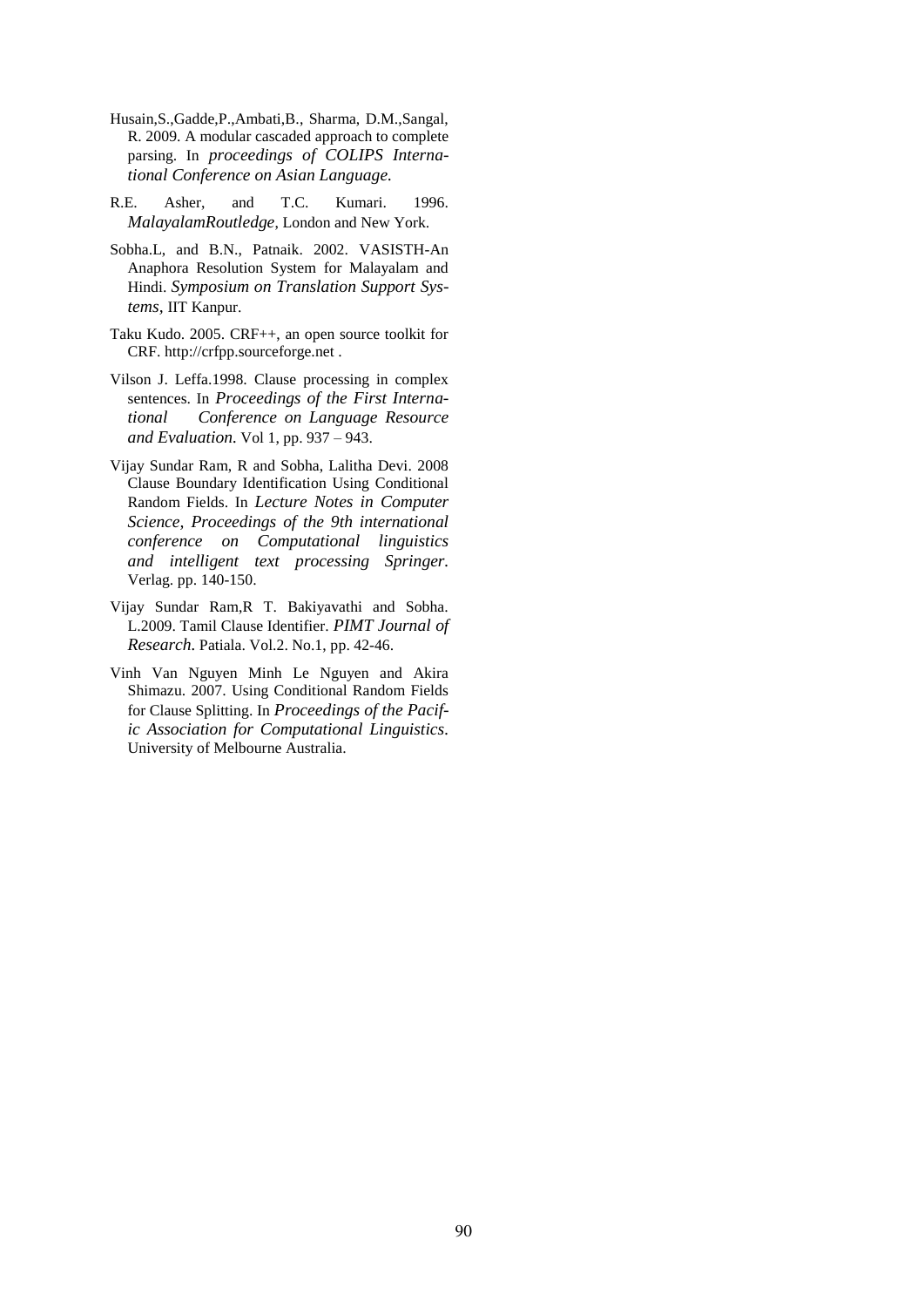Husain,S.,Gadde,P.,Ambati,B., Sharma, D.M.,Sangal, R. 2009. A modular cascaded approach to complete parsing. In *proceedings of COLIPS International Conference on Asian Language*.

R.E. Asher, and T.C. Kumari. 1996. *MalayalamRoutledge*, London and New York.

Sobha.L, and B.N., Patnaik. 2002. VASISTH-An Anaphora Resolution System for Malayalam and Hindi. *Symposium on Translation Support Systems*, IIT Kanpur.

Taku Kudo. 2005. CRF++, an open source toolkit for CRF. http://crfpp.sourceforge.net .

Vilson J. Leffa.1998. Clause processing in complex sentences. In *Proceedings of the First International Conference on Language Resource and Evaluation*. Vol 1, pp. 937 – 943.

Vijay Sundar Ram, R and Sobha, Lalitha Devi. 2008 Clause Boundary Identification Using Conditional Random Fields. In *Lecture Notes in Computer Science, Proceedings of the 9th international conference on Computational linguistics and intelligent text processing Springer*. Verlag. pp. 140-150.

Vijay Sundar Ram,R T. Bakiyavathi and Sobha. L.2009. Tamil Clause Identifier. *PIMT Journal of Research*. Patiala. Vol.2. No.1, pp. 42-46.

Vinh Van Nguyen Minh Le Nguyen and Akira Shimazu. 2007. Using Conditional Random Fields for Clause Splitting. In *Proceedings of the Pacific Association for Computational Linguistics*. University of Melbourne Australia.